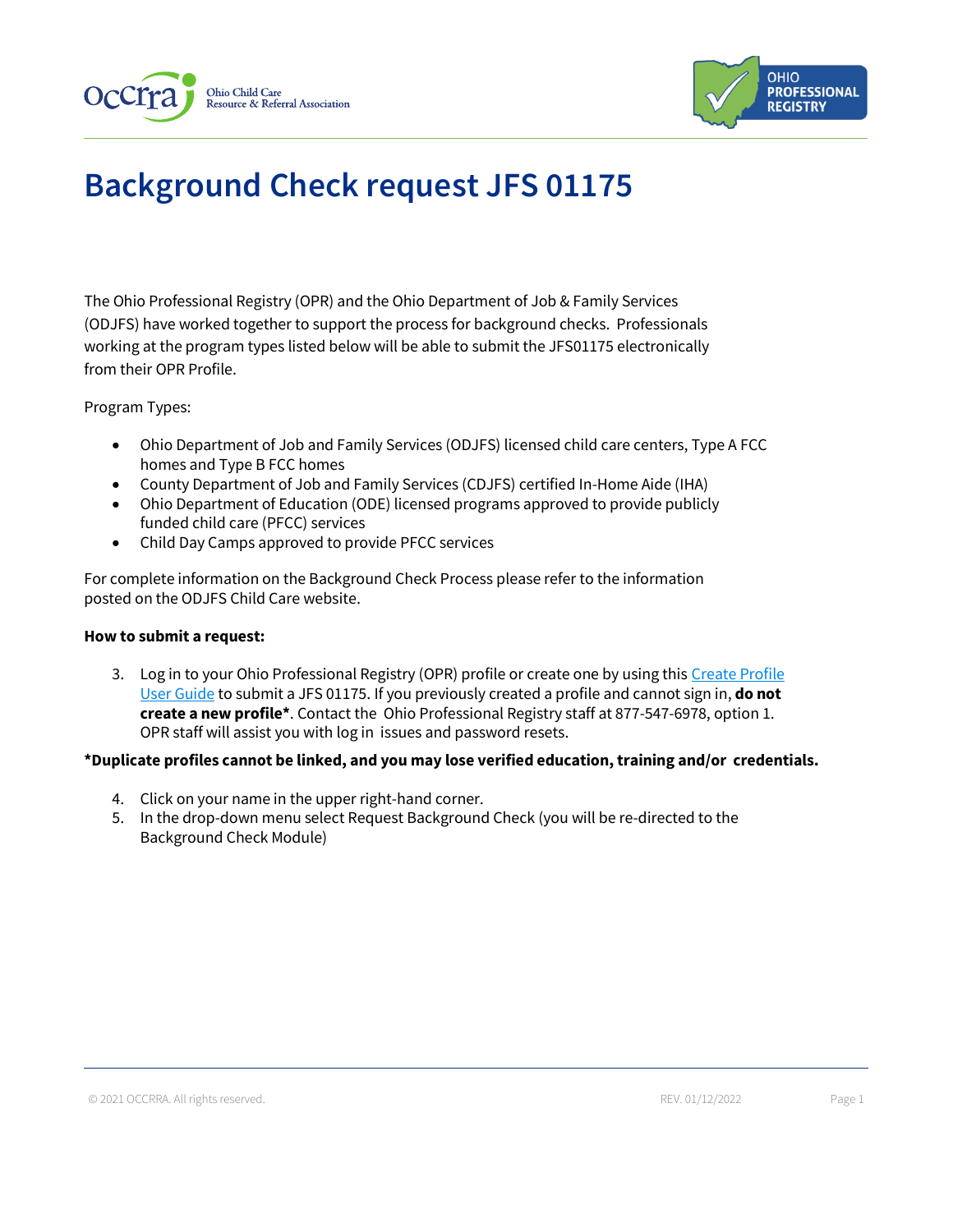# Background Check request JFS 01175

The Ohio Professional Registry (OPR) and the Ohio Department of Job & Family Services (ODJFS) have worked together to support the process for background checks. Professionals working at the program types listed below will be able to submit the JFS01175 electronically from their OPR Profile.

Program Types:

- Ohio Department of Job and Family Services (ODJFS) licensed child care centers, Type A FCC homes and Type B FCC homes
- County Department of Job and Family Services (CDJFS) certified In-Home Aide (IHA)
- Ohio Department of Education (ODE) licensed programs approved to provide publicly funded child care (PFCC) services
- Child Day Camps approved to provide PFCC services

For complete information on the Background Check Process please refer to the information posted on the ODJFS Child Care website.

**How to submit a request:**

3. Log in to your Ohio Professional Registry (OPR) profile or create one by using this [Create Profile User Guide](#) to submit a JFS 01175. If you previously created a profile and cannot sign in, **do not create a new profile***. Contact the Ohio Professional Registry staff at 877-547-6978, option 1. OPR staff will assist you with log in issues and password resets.

**\*Duplicate profiles cannot be linked, and you may lose verified education, training and/or credentials.**

4. Click on your name in the upper right-hand corner.
5. In the drop-down menu select Request Background Check (you will be re-directed to the Background Check Module)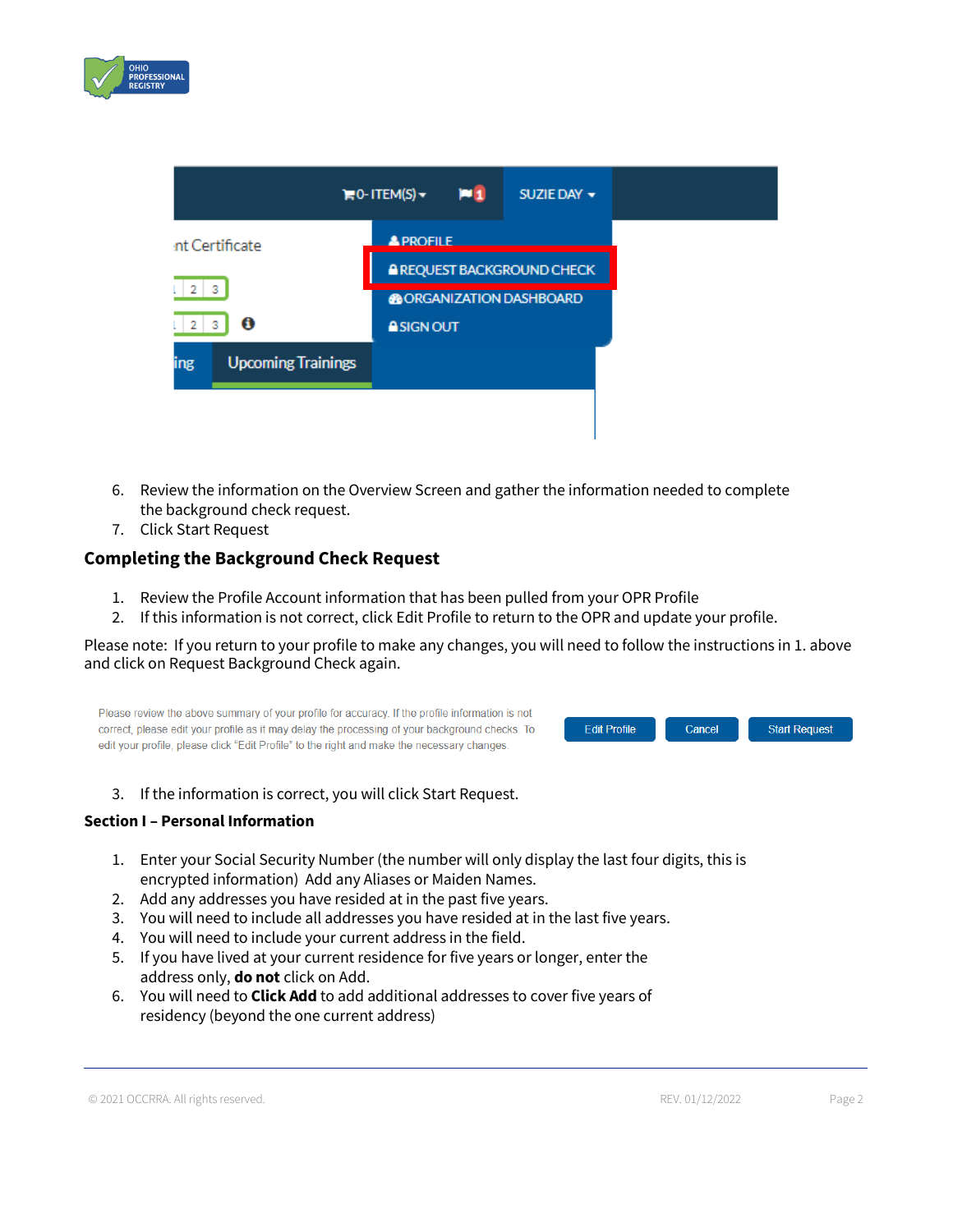6. Review the information on the Overview Screen and gather the information needed to complete the background check request.
7. Click Start Request

### Completing the Background Check Request

1. Review the Profile Account information that has been pulled from your OPR Profile
2. If this information is not correct, click Edit Profile to return to the OPR and update your profile.

Please note: If you return to your profile to make any changes, you will need to follow the instructions in 1. above and click on Request Background Check again.

3. If the information is correct, you will click Start Request.

### Section I – Personal Information

1. Enter your Social Security Number (the number will only display the last four digits, this is encrypted information) Add any Aliases or Maiden Names.
2. Add any addresses you have resided at in the past five years.
3. You will need to include all addresses you have resided at in the last five years.
4. You will need to include your current address in the field.
5. If you have lived at your current residence for five years or longer, enter the address only, **do not** click on Add.
6. You will need to **Click Add** to add additional addresses to cover five years of residency (beyond the one current address)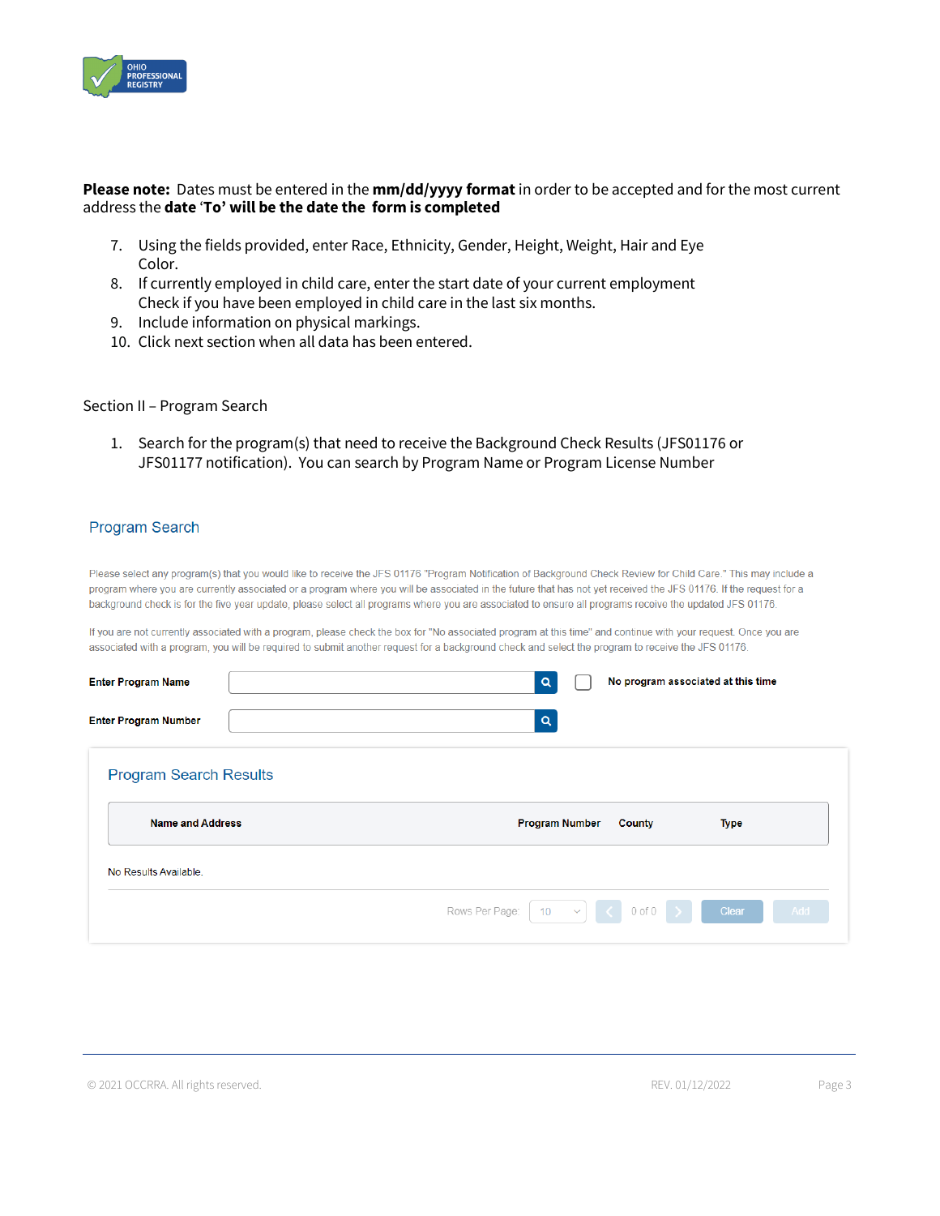**Please note:** Dates must be entered in the **mm/dd/yyyy format** in order to be accepted and for the most current address the **date 'To' will be the date the form is completed**

7. Using the fields provided, enter Race, Ethnicity, Gender, Height, Weight, Hair and Eye Color.
8. If currently employed in child care, enter the start date of your current employment Check if you have been employed in child care in the last six months.
9. Include information on physical markings.
10. Click next section when all data has been entered.

Section II – Program Search

1. Search for the program(s) that need to receive the Background Check Results (JFS01176 or JFS01177 notification). You can search by Program Name or Program License Number

## Program Search

Please select any program(s) that you would like to receive the JFS 01176 "Program Notification of Background Check Review for Child Care." This may include a program where you are currently associated or a program where you will be associated in the future that has not yet received the JFS 01176. If the request for a background check is for the five year update, please select all programs where you are associated to ensure all programs receive the updated JFS 01176.

If you are not currently associated with a program, please check the box for "No associated program at this time" and continue with your request. Once you are associated with a program, you will be required to submit another request for a background check and select the program to receive the JFS 01176.

**Enter Program Name** [ ] ☐ **No program associated at this time**

**Enter Program Number** [ ]

### Program Search Results

| Name and Address | Program Number | County | Type |
| --- | --- | --- | --- |

No Results Available.

Rows Per Page: 10 &lt; 0 of 0 &gt; Clear Add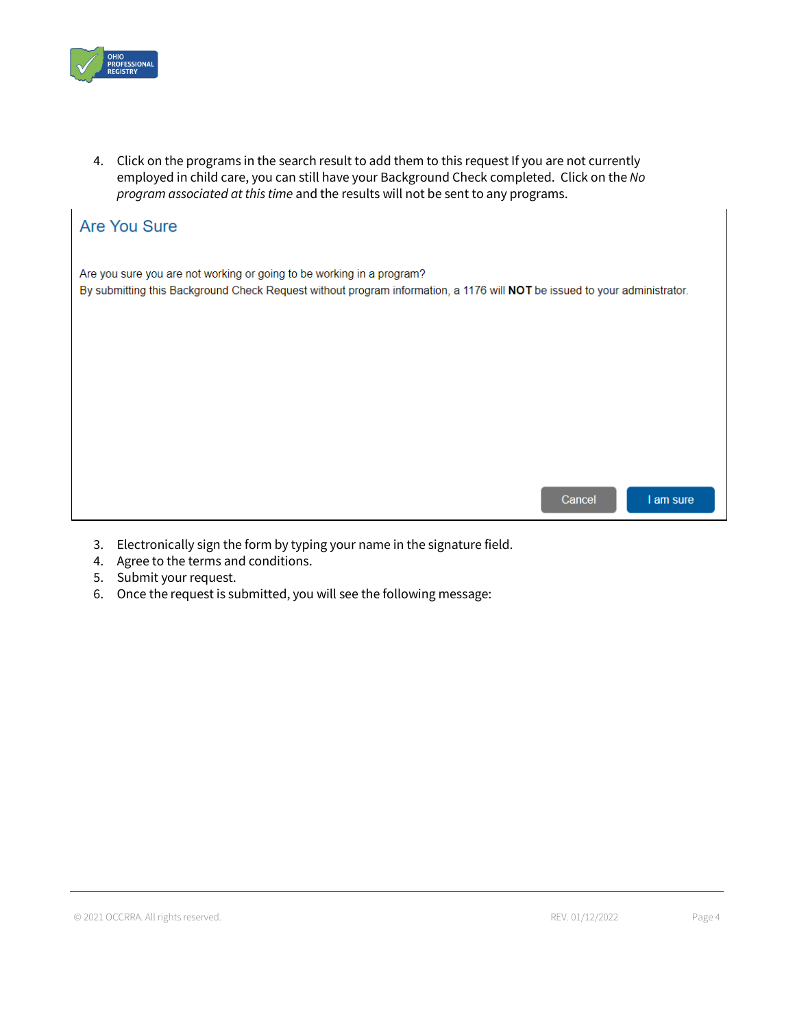4. Click on the programs in the search result to add them to this request If you are not currently employed in child care, you can still have your Background Check completed. Click on the *No program associated at this time* and the results will not be sent to any programs.

## Are You Sure

Are you sure you are not working or going to be working in a program?

By submitting this Background Check Request without program information, a 1176 will **NOT** be issued to your administrator.

Cancel | I am sure

3. Electronically sign the form by typing your name in the signature field.
4. Agree to the terms and conditions.
5. Submit your request.
6. Once the request is submitted, you will see the following message: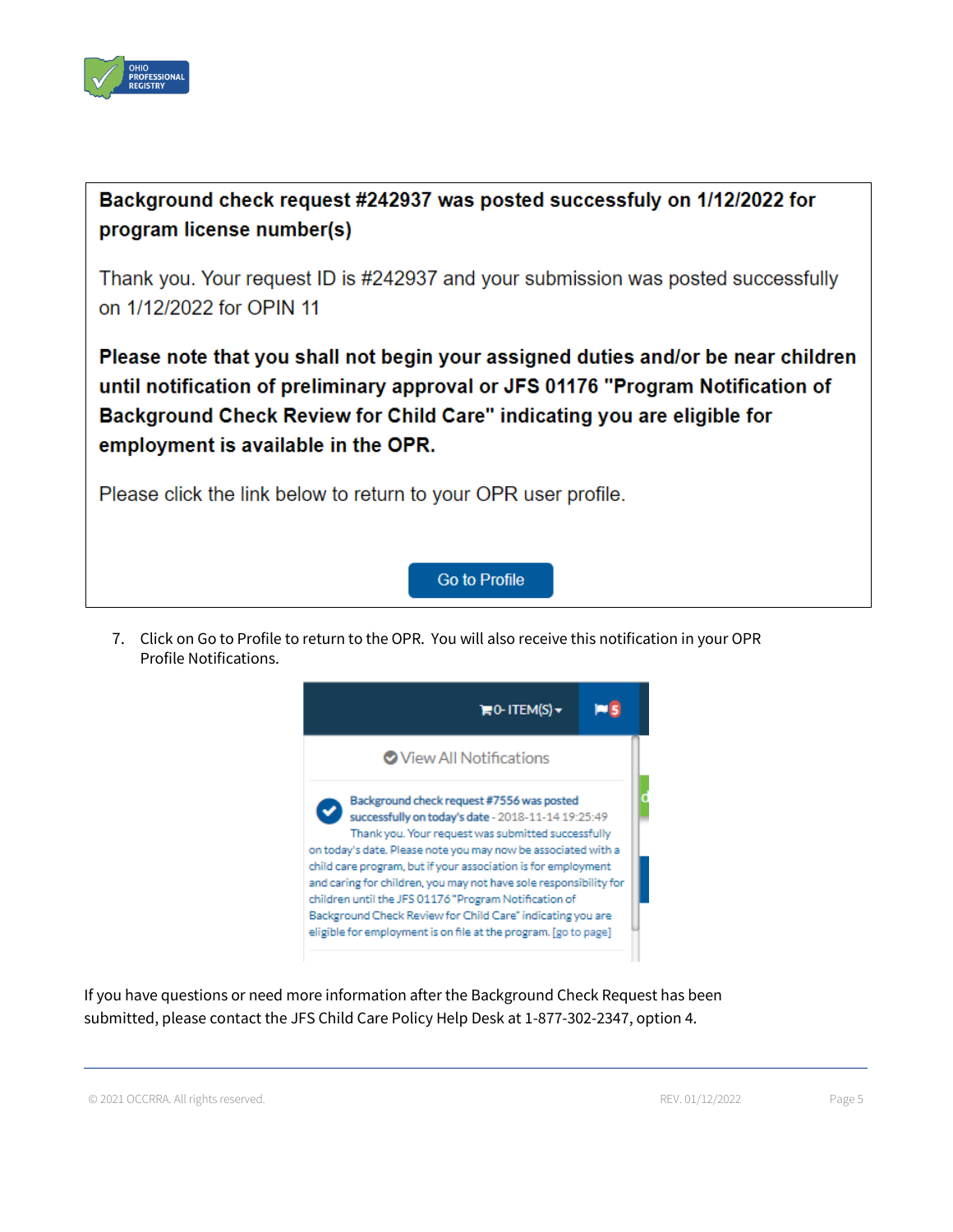**Background check request #242937 was posted successfuly on 1/12/2022 for program license number(s)**

Thank you. Your request ID is #242937 and your submission was posted successfully on 1/12/2022 for OPIN 11

**Please note that you shall not begin your assigned duties and/or be near children until notification of preliminary approval or JFS 01176 "Program Notification of Background Check Review for Child Care" indicating you are eligible for employment is available in the OPR.**

Please click the link below to return to your OPR user profile.

Go to Profile

7. Click on Go to Profile to return to the OPR. You will also receive this notification in your OPR Profile Notifications.

0- ITEM(S) 5

View All Notifications

Background check request #7556 was posted successfully on today's date - 2018-11-14 19:25:49
Thank you. Your request was submitted successfully on today's date. Please note you may now be associated with a child care program, but if your association is for employment and caring for children, you may not have sole responsibility for children until the JFS 01176 "Program Notification of Background Check Review for Child Care" indicating you are eligible for employment is on file at the program. [go to page]

If you have questions or need more information after the Background Check Request has been submitted, please contact the JFS Child Care Policy Help Desk at 1-877-302-2347, option 4.